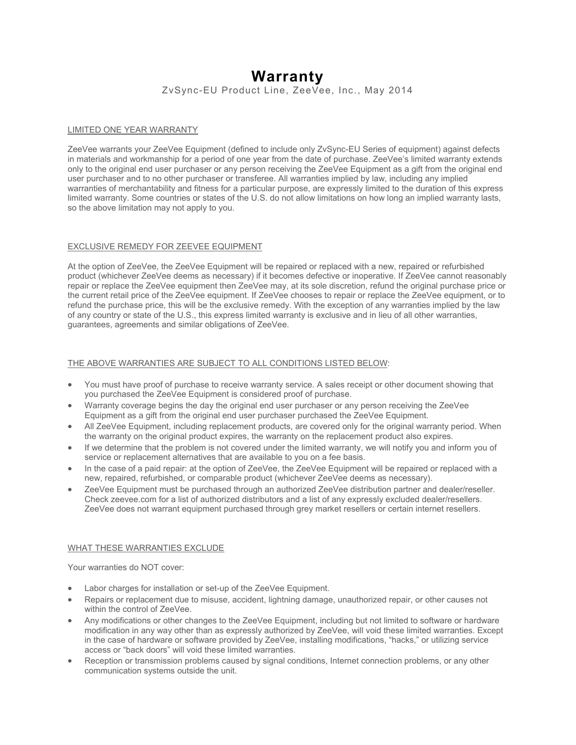# Warranty

ZvSync-EU Product Line, ZeeVee, Inc., May 2014

## LIMITED ONE YEAR WARRANTY

ZeeVee warrants your ZeeVee Equipment (defined to include only ZvSync-EU Series of equipment) against defects in materials and workmanship for a period of one year from the date of purchase. ZeeVee's limited warranty extends only to the original end user purchaser or any person receiving the ZeeVee Equipment as a gift from the original end user purchaser and to no other purchaser or transferee. All warranties implied by law, including any implied warranties of merchantability and fitness for a particular purpose, are expressly limited to the duration of this express limited warranty. Some countries or states of the U.S. do not allow limitations on how long an implied warranty lasts, so the above limitation may not apply to you.

## EXCLUSIVE REMEDY FOR ZEEVEE EQUIPMENT

At the option of ZeeVee, the ZeeVee Equipment will be repaired or replaced with a new, repaired or refurbished product (whichever ZeeVee deems as necessary) if it becomes defective or inoperative. If ZeeVee cannot reasonably repair or replace the ZeeVee equipment then ZeeVee may, at its sole discretion, refund the original purchase price or the current retail price of the ZeeVee equipment. If ZeeVee chooses to repair or replace the ZeeVee equipment, or to refund the purchase price, this will be the exclusive remedy. With the exception of any warranties implied by the law of any country or state of the U.S., this express limited warranty is exclusive and in lieu of all other warranties, guarantees, agreements and similar obligations of ZeeVee.

## THE ABOVE WARRANTIES ARE SUBJECT TO ALL CONDITIONS LISTED BELOW:

- You must have proof of purchase to receive warranty service. A sales receipt or other document showing that you purchased the ZeeVee Equipment is considered proof of purchase.
- Warranty coverage begins the day the original end user purchaser or any person receiving the ZeeVee Equipment as a gift from the original end user purchaser purchased the ZeeVee Equipment.
- All ZeeVee Equipment, including replacement products, are covered only for the original warranty period. When the warranty on the original product expires, the warranty on the replacement product also expires.
- If we determine that the problem is not covered under the limited warranty, we will notify you and inform you of service or replacement alternatives that are available to you on a fee basis.
- In the case of a paid repair: at the option of ZeeVee, the ZeeVee Equipment will be repaired or replaced with a new, repaired, refurbished, or comparable product (whichever ZeeVee deems as necessary).
- ZeeVee Equipment must be purchased through an authorized ZeeVee distribution partner and dealer/reseller. Check zeevee.com for a list of authorized distributors and a list of any expressly excluded dealer/resellers. ZeeVee does not warrant equipment purchased through grey market resellers or certain internet resellers.

## WHAT THESE WARRANTIES EXCLUDE

Your warranties do NOT cover:

- Labor charges for installation or set-up of the ZeeVee Equipment.
- Repairs or replacement due to misuse, accident, lightning damage, unauthorized repair, or other causes not within the control of ZeeVee.
- Any modifications or other changes to the ZeeVee Equipment, including but not limited to software or hardware modification in any way other than as expressly authorized by ZeeVee, will void these limited warranties. Except in the case of hardware or software provided by ZeeVee, installing modifications, "hacks," or utilizing service access or "back doors" will void these limited warranties.
- Reception or transmission problems caused by signal conditions, Internet connection problems, or any other communication systems outside the unit.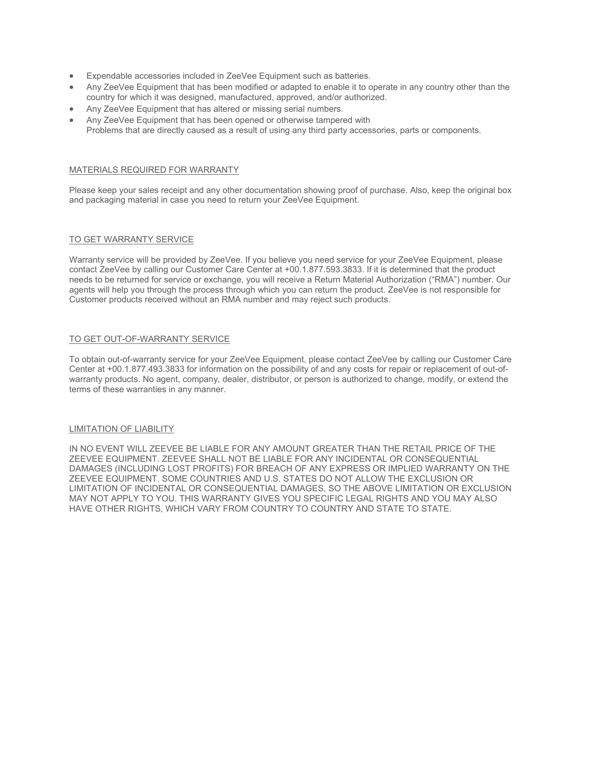- Expendable accessories included in ZeeVee Equipment such as batteries.
- Any ZeeVee Equipment that has been modified or adapted to enable it to operate in any country other than the country for which it was designed, manufactured, approved, and/or authorized.
- Any ZeeVee Equipment that has altered or missing serial numbers.
- Any ZeeVee Equipment that has been opened or otherwise tampered with
  Problems that are directly caused as a result of using any third party accessories, parts or components.

## MATERIALS REQUIRED FOR WARRANTY

Please keep your sales receipt and any other documentation showing proof of purchase. Also, keep the original box and packaging material in case you need to return your ZeeVee Equipment.

## TO GET WARRANTY SERVICE

Warranty service will be provided by ZeeVee. If you believe you need service for your ZeeVee Equipment, please contact ZeeVee by calling our Customer Care Center at +00.1.877.593.3833. If it is determined that the product needs to be returned for service or exchange, you will receive a Return Material Authorization ("RMA") number. Our agents will help you through the process through which you can return the product. ZeeVee is not responsible for Customer products received without an RMA number and may reject such products.

## TO GET OUT-OF-WARRANTY SERVICE

To obtain out-of-warranty service for your ZeeVee Equipment, please contact ZeeVee by calling our Customer Care Center at +00.1.877.493.3833 for information on the possibility of and any costs for repair or replacement of out-of-warranty products. No agent, company, dealer, distributor, or person is authorized to change, modify, or extend the terms of these warranties in any manner.

## LIMITATION OF LIABILITY

IN NO EVENT WILL ZEEVEE BE LIABLE FOR ANY AMOUNT GREATER THAN THE RETAIL PRICE OF THE ZEEVEE EQUIPMENT. ZEEVEE SHALL NOT BE LIABLE FOR ANY INCIDENTAL OR CONSEQUENTIAL DAMAGES (INCLUDING LOST PROFITS) FOR BREACH OF ANY EXPRESS OR IMPLIED WARRANTY ON THE ZEEVEE EQUIPMENT. SOME COUNTRIES AND U.S. STATES DO NOT ALLOW THE EXCLUSION OR LIMITATION OF INCIDENTAL OR CONSEQUENTIAL DAMAGES, SO THE ABOVE LIMITATION OR EXCLUSION MAY NOT APPLY TO YOU. THIS WARRANTY GIVES YOU SPECIFIC LEGAL RIGHTS AND YOU MAY ALSO HAVE OTHER RIGHTS, WHICH VARY FROM COUNTRY TO COUNTRY AND STATE TO STATE.